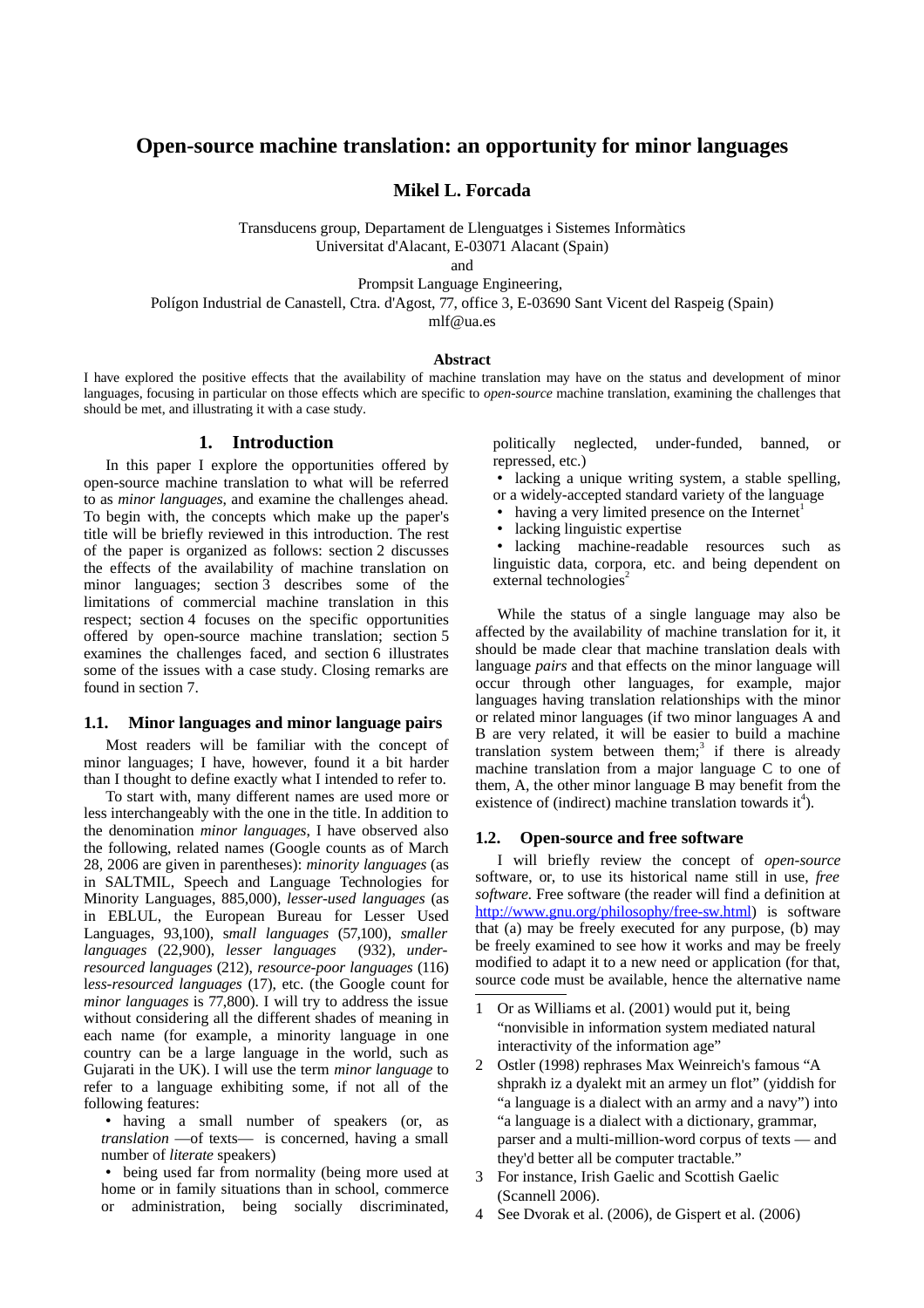// Open-source machine translation page 1

# Open-source machine translation: an opportunity for minor languages

**Mikel L. Forcada**

Transducens group, Departament de Llenguatges i Sistemes Informàtics
Universitat d'Alacant, E-03071 Alacant (Spain)
and
Prompsit Language Engineering,
Polígon Industrial de Canastell, Ctra. d'Agost, 77, office 3, E-03690 Sant Vicent del Raspeig (Spain)
mlf@ua.es

**Abstract**

I have explored the positive effects that the availability of machine translation may have on the status and development of minor languages, focusing in particular on those effects which are specific to *open-source* machine translation, examining the challenges that should be met, and illustrating it with a case study.

## 1. Introduction

In this paper I explore the opportunities offered by open-source machine translation to what will be referred to as *minor languages*, and examine the challenges ahead. To begin with, the concepts which make up the paper's title will be briefly reviewed in this introduction. The rest of the paper is organized as follows: section 2 discusses the effects of the availability of machine translation on minor languages; section 3 describes some of the limitations of commercial machine translation in this respect; section 4 focuses on the specific opportunities offered by open-source machine translation; section 5 examines the challenges faced, and section 6 illustrates some of the issues with a case study. Closing remarks are found in section 7.

### 1.1. Minor languages and minor language pairs

Most readers will be familiar with the concept of minor languages; I have, however, found it a bit harder than I thought to define exactly what I intended to refer to.

To start with, many different names are used more or less interchangeably with the one in the title. In addition to the denomination *minor languages*, I have observed also the following, related names (Google counts as of March 28, 2006 are given in parentheses): *minority languages* (as in SALTMIL, Speech and Language Technologies for Minority Languages, 885,000), *lesser-used languages* (as in EBLUL, the European Bureau for Lesser Used Languages, 93,100), *small languages* (57,100), *smaller languages* (22,900), *lesser languages* (932), *under-resourced languages* (212), *resource-poor languages* (116) *less-resourced languages* (17), etc. (the Google count for *minor languages* is 77,800). I will try to address the issue without considering all the different shades of meaning in each name (for example, a minority language in one country can be a large language in the world, such as Gujarati in the UK). I will use the term *minor language* to refer to a language exhibiting some, if not all of the following features:

- having a small number of speakers (or, as *translation* —of texts— is concerned, having a small number of *literate* speakers)
- being used far from normality (being more used at home or in family situations than in school, commerce or administration, being socially discriminated, politically neglected, under-funded, banned, or repressed, etc.)
- lacking a unique writing system, a stable spelling, or a widely-accepted standard variety of the language
- having a very limited presence on the Internet[1]
- lacking linguistic expertise
- lacking machine-readable resources such as linguistic data, corpora, etc. and being dependent on external technologies[2]

While the status of a single language may also be affected by the availability of machine translation for it, it should be made clear that machine translation deals with language *pairs* and that effects on the minor language will occur through other languages, for example, major languages having translation relationships with the minor or related minor languages (if two minor languages A and B are very related, it will be easier to build a machine translation system between them;[3] if there is already machine translation from a major language C to one of them, A, the other minor language B may benefit from the existence of (indirect) machine translation towards it[4]).

### 1.2. Open-source and free software

I will briefly review the concept of *open-source* software, or, to use its historical name still in use, *free software*. Free software (the reader will find a definition at http://www.gnu.org/philosophy/free-sw.html) is software that (a) may be freely executed for any purpose, (b) may be freely examined to see how it works and may be freely modified to adapt it to a new need or application (for that, source code must be available, hence the alternative name

---

1. Or as Williams et al. (2001) would put it, being "nonvisible in information system mediated natural interactivity of the information age"
2. Ostler (1998) rephrases Max Weinreich's famous "A shprakh iz a dyalekt mit an armey un flot" (yiddish for "a language is a dialect with an army and a navy") into "a language is a dialect with a dictionary, grammar, parser and a multi-million-word corpus of texts — and they'd better all be computer tractable."
3. For instance, Irish Gaelic and Scottish Gaelic (Scannell 2006).
4. See Dvorak et al. (2006), de Gispert et al. (2006)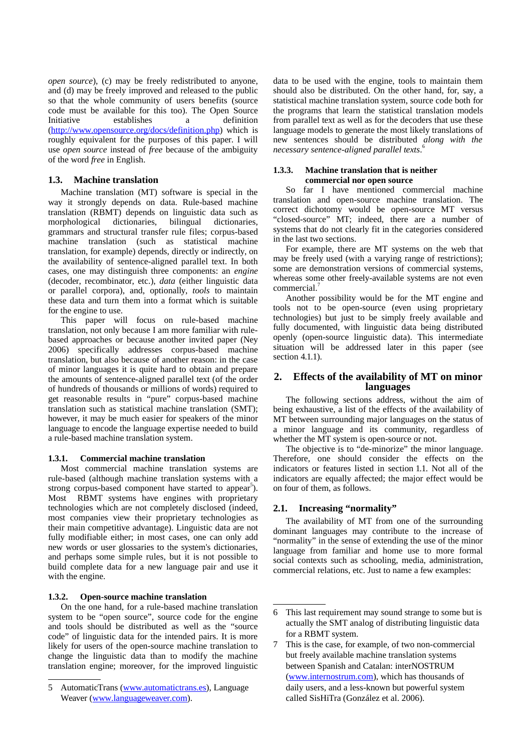*open source*), (c) may be freely redistributed to anyone, and (d) may be freely improved and released to the public so that the whole community of users benefits (source code must be available for this too). The Open Source Initiative establishes a definition (http://www.opensource.org/docs/definition.php) which is roughly equivalent for the purposes of this paper. I will use *open source* instead of *free* because of the ambiguity of the word *free* in English.

### 1.3. Machine translation

Machine translation (MT) software is special in the way it strongly depends on data. Rule-based machine translation (RBMT) depends on linguistic data such as morphological dictionaries, bilingual dictionaries, grammars and structural transfer rule files; corpus-based machine translation (such as statistical machine translation, for example) depends, directly or indirectly, on the availability of sentence-aligned parallel text. In both cases, one may distinguish three components: an *engine* (decoder, recombinator, etc.), *data* (either linguistic data or parallel corpora), and, optionally, *tools* to maintain these data and turn them into a format which is suitable for the engine to use.

This paper will focus on rule-based machine translation, not only because I am more familiar with rule-based approaches or because another invited paper (Ney 2006) specifically addresses corpus-based machine translation, but also because of another reason: in the case of minor languages it is quite hard to obtain and prepare the amounts of sentence-aligned parallel text (of the order of hundreds of thousands or millions of words) required to get reasonable results in "pure" corpus-based machine translation such as statistical machine translation (SMT); however, it may be much easier for speakers of the minor language to encode the language expertise needed to build a rule-based machine translation system.

#### 1.3.1. Commercial machine translation

Most commercial machine translation systems are rule-based (although machine translation systems with a strong corpus-based component have started to appear[5]). Most RBMT systems have engines with proprietary technologies which are not completely disclosed (indeed, most companies view their proprietary technologies as their main competitive advantage). Linguistic data are not fully modifiable either; in most cases, one can only add new words or user glossaries to the system's dictionaries, and perhaps some simple rules, but it is not possible to build complete data for a new language pair and use it with the engine.

#### 1.3.2. Open-source machine translation

On the one hand, for a rule-based machine translation system to be "open source", source code for the engine and tools should be distributed as well as the "source code" of linguistic data for the intended pairs. It is more likely for users of the open-source machine translation to change the linguistic data than to modify the machine translation engine; moreover, for the improved linguistic data to be used with the engine, tools to maintain them should also be distributed. On the other hand, for, say, a statistical machine translation system, source code both for the programs that learn the statistical translation models from parallel text as well as for the decoders that use these language models to generate the most likely translations of new sentences should be distributed *along with the necessary sentence-aligned parallel texts*.[6]

#### 1.3.3. Machine translation that is neither commercial nor open source

So far I have mentioned commercial machine translation and open-source machine translation. The correct dichotomy would be open-source MT versus "closed-source" MT; indeed, there are a number of systems that do not clearly fit in the categories considered in the last two sections.

For example, there are MT systems on the web that may be freely used (with a varying range of restrictions); some are demonstration versions of commercial systems, whereas some other freely-available systems are not even commercial.[7]

Another possibility would be for the MT engine and tools not to be open-source (even using proprietary technologies) but just to be simply freely available and fully documented, with linguistic data being distributed openly (open-source linguistic data). This intermediate situation will be addressed later in this paper (see section 4.1.1).

## 2. Effects of the availability of MT on minor languages

The following sections address, without the aim of being exhaustive, a list of the effects of the availability of MT between surrounding major languages on the status of a minor language and its community, regardless of whether the MT system is open-source or not.

The objective is to "de-minorize" the minor language. Therefore, one should consider the effects on the indicators or features listed in section 1.1. Not all of the indicators are equally affected; the major effect would be on four of them, as follows.

### 2.1. Increasing "normality"

The availability of MT from one of the surrounding dominant languages may contribute to the increase of "normality" in the sense of extending the use of the minor language from familiar and home use to more formal social contexts such as schooling, media, administration, commercial relations, etc. Just to name a few examples:

---

5 AutomaticTrans (www.automatictrans.es), Language Weaver (www.languageweaver.com).

6 This last requirement may sound strange to some but is actually the SMT analog of distributing linguistic data for a RBMT system.

7 This is the case, for example, of two non-commercial but freely available machine translation systems between Spanish and Catalan: interNOSTRUM (www.internostrum.com), which has thousands of daily users, and a less-known but powerful system called SisHiTra (González et al. 2006).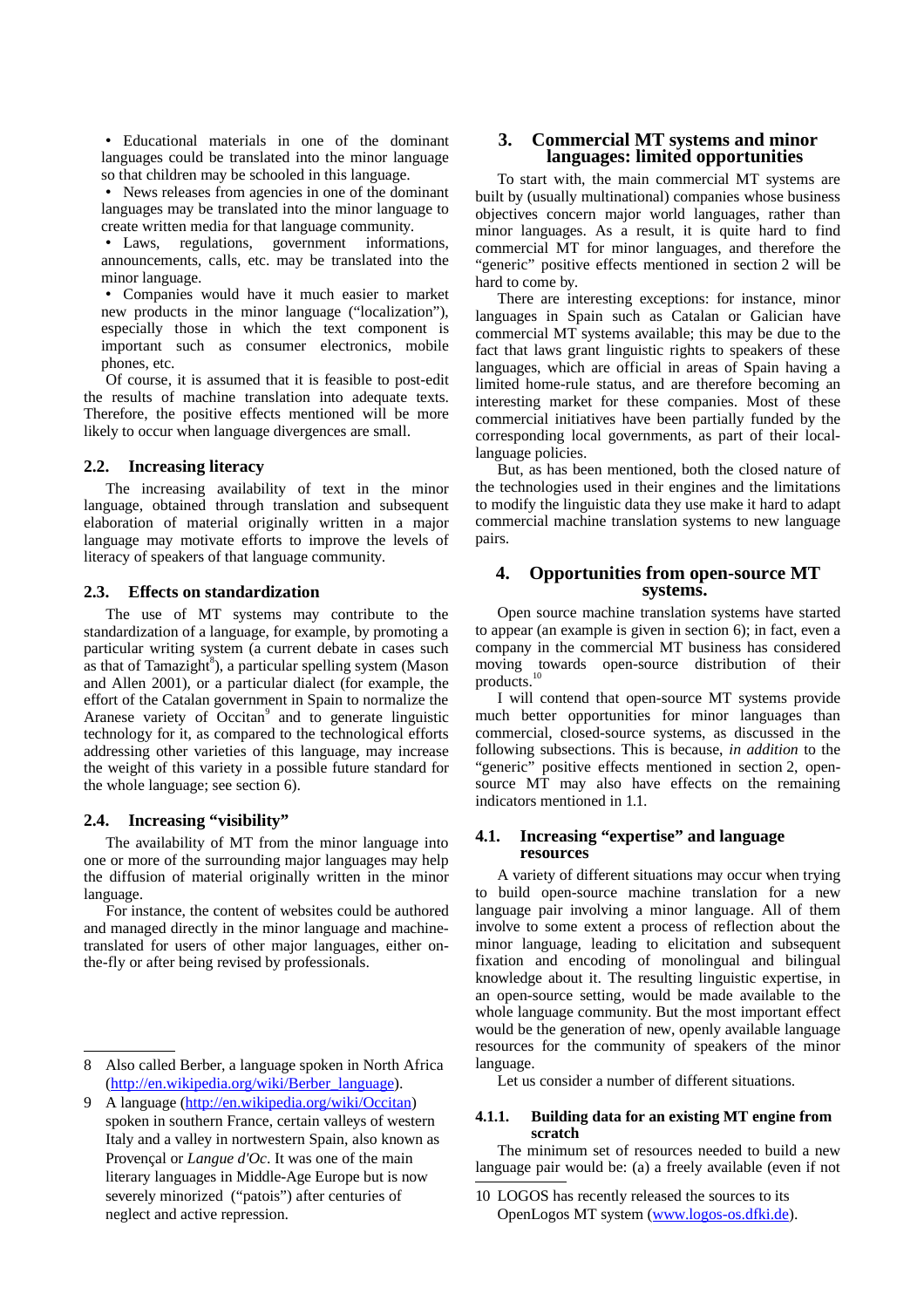- Educational materials in one of the dominant languages could be translated into the minor language so that children may be schooled in this language.
- News releases from agencies in one of the dominant languages may be translated into the minor language to create written media for that language community.
- Laws, regulations, government informations, announcements, calls, etc. may be translated into the minor language.
- Companies would have it much easier to market new products in the minor language ("localization"), especially those in which the text component is important such as consumer electronics, mobile phones, etc.

Of course, it is assumed that it is feasible to post-edit the results of machine translation into adequate texts. Therefore, the positive effects mentioned will be more likely to occur when language divergences are small.

### 2.2. Increasing literacy

The increasing availability of text in the minor language, obtained through translation and subsequent elaboration of material originally written in a major language may motivate efforts to improve the levels of literacy of speakers of that language community.

### 2.3. Effects on standardization

The use of MT systems may contribute to the standardization of a language, for example, by promoting a particular writing system (a current debate in cases such as that of Tamazight[8]), a particular spelling system (Mason and Allen 2001), or a particular dialect (for example, the effort of the Catalan government in Spain to normalize the Aranese variety of Occitan[9] and to generate linguistic technology for it, as compared to the technological efforts addressing other varieties of this language, may increase the weight of this variety in a possible future standard for the whole language; see section 6).

### 2.4. Increasing "visibility"

The availability of MT from the minor language into one or more of the surrounding major languages may help the diffusion of material originally written in the minor language.

For instance, the content of websites could be authored and managed directly in the minor language and machine-translated for users of other major languages, either on-the-fly or after being revised by professionals.

## 3. Commercial MT systems and minor languages: limited opportunities

To start with, the main commercial MT systems are built by (usually multinational) companies whose business objectives concern major world languages, rather than minor languages. As a result, it is quite hard to find commercial MT for minor languages, and therefore the "generic" positive effects mentioned in section 2 will be hard to come by.

There are interesting exceptions: for instance, minor languages in Spain such as Catalan or Galician have commercial MT systems available; this may be due to the fact that laws grant linguistic rights to speakers of these languages, which are official in areas of Spain having a limited home-rule status, and are therefore becoming an interesting market for these companies. Most of these commercial initiatives have been partially funded by the corresponding local governments, as part of their local-language policies.

But, as has been mentioned, both the closed nature of the technologies used in their engines and the limitations to modify the linguistic data they use make it hard to adapt commercial machine translation systems to new language pairs.

## 4. Opportunities from open-source MT systems.

Open source machine translation systems have started to appear (an example is given in section 6); in fact, even a company in the commercial MT business has considered moving towards open-source distribution of their products.[10]

I will contend that open-source MT systems provide much better opportunities for minor languages than commercial, closed-source systems, as discussed in the following subsections. This is because, *in addition* to the "generic" positive effects mentioned in section 2, open-source MT may also have effects on the remaining indicators mentioned in 1.1.

### 4.1. Increasing "expertise" and language resources

A variety of different situations may occur when trying to build open-source machine translation for a new language pair involving a minor language. All of them involve to some extent a process of reflection about the minor language, leading to elicitation and subsequent fixation and encoding of monolingual and bilingual knowledge about it. The resulting linguistic expertise, in an open-source setting, would be made available to the whole language community. But the most important effect would be the generation of new, openly available language resources for the community of speakers of the minor language.

Let us consider a number of different situations.

#### 4.1.1. Building data for an existing MT engine from scratch

The minimum set of resources needed to build a new language pair would be: (a) a freely available (even if not

---

8 Also called Berber, a language spoken in North Africa (http://en.wikipedia.org/wiki/Berber_language).

9 A language (http://en.wikipedia.org/wiki/Occitan) spoken in southern France, certain valleys of western Italy and a valley in nortwestern Spain, also known as Provençal or *Langue d'Oc*. It was one of the main literary languages in Middle-Age Europe but is now severely minorized ("patois") after centuries of neglect and active repression.

10 LOGOS has recently released the sources to its OpenLogos MT system (www.logos-os.dfki.de).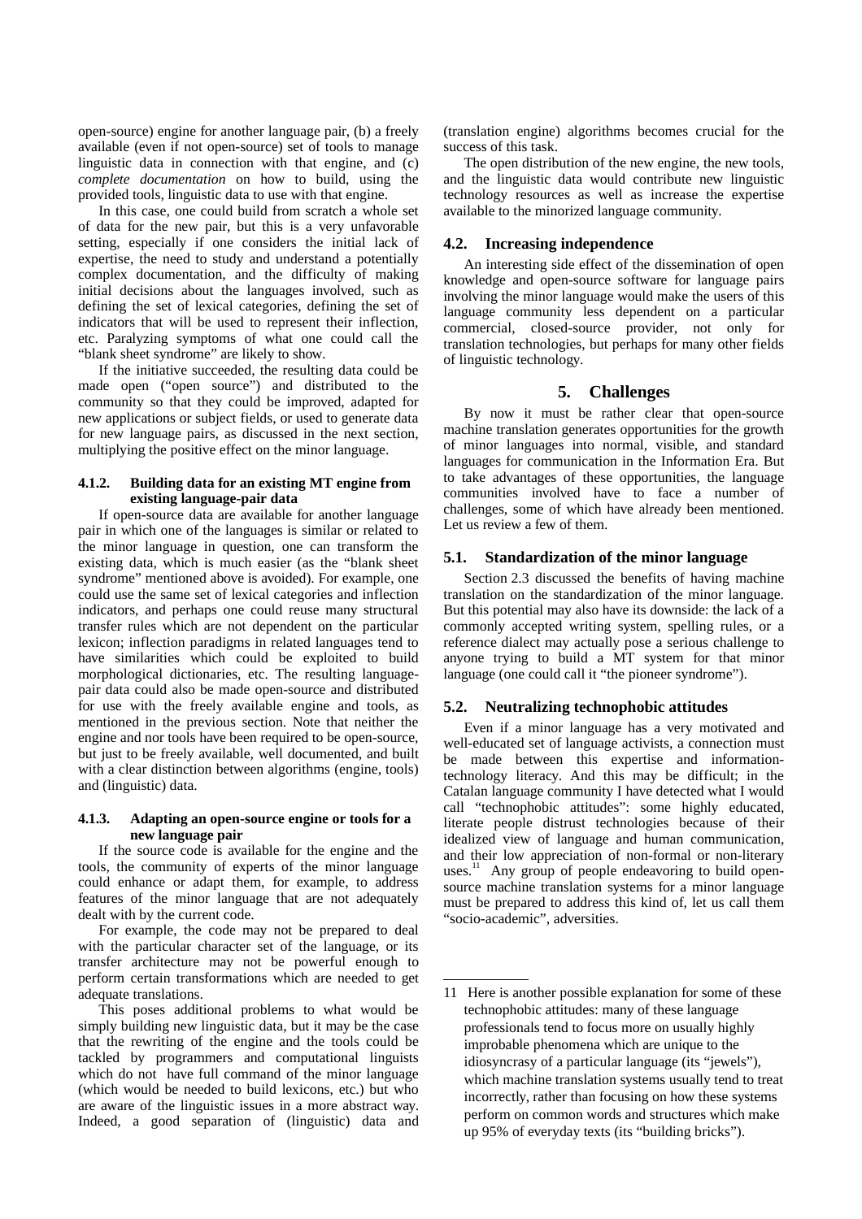open-source) engine for another language pair, (b) a freely available (even if not open-source) set of tools to manage linguistic data in connection with that engine, and (c) *complete documentation* on how to build, using the provided tools, linguistic data to use with that engine.

In this case, one could build from scratch a whole set of data for the new pair, but this is a very unfavorable setting, especially if one considers the initial lack of expertise, the need to study and understand a potentially complex documentation, and the difficulty of making initial decisions about the languages involved, such as defining the set of lexical categories, defining the set of indicators that will be used to represent their inflection, etc. Paralyzing symptoms of what one could call the "blank sheet syndrome" are likely to show.

If the initiative succeeded, the resulting data could be made open ("open source") and distributed to the community so that they could be improved, adapted for new applications or subject fields, or used to generate data for new language pairs, as discussed in the next section, multiplying the positive effect on the minor language.

#### 4.1.2. Building data for an existing MT engine from existing language-pair data

If open-source data are available for another language pair in which one of the languages is similar or related to the minor language in question, one can transform the existing data, which is much easier (as the "blank sheet syndrome" mentioned above is avoided). For example, one could use the same set of lexical categories and inflection indicators, and perhaps one could reuse many structural transfer rules which are not dependent on the particular lexicon; inflection paradigms in related languages tend to have similarities which could be exploited to build morphological dictionaries, etc. The resulting language-pair data could also be made open-source and distributed for use with the freely available engine and tools, as mentioned in the previous section. Note that neither the engine and nor tools have been required to be open-source, but just to be freely available, well documented, and built with a clear distinction between algorithms (engine, tools) and (linguistic) data.

#### 4.1.3. Adapting an open-source engine or tools for a new language pair

If the source code is available for the engine and the tools, the community of experts of the minor language could enhance or adapt them, for example, to address features of the minor language that are not adequately dealt with by the current code.

For example, the code may not be prepared to deal with the particular character set of the language, or its transfer architecture may not be powerful enough to perform certain transformations which are needed to get adequate translations.

This poses additional problems to what would be simply building new linguistic data, but it may be the case that the rewriting of the engine and the tools could be tackled by programmers and computational linguists which do not have full command of the minor language (which would be needed to build lexicons, etc.) but who are aware of the linguistic issues in a more abstract way. Indeed, a good separation of (linguistic) data and (translation engine) algorithms becomes crucial for the success of this task.

The open distribution of the new engine, the new tools, and the linguistic data would contribute new linguistic technology resources as well as increase the expertise available to the minorized language community.

### 4.2. Increasing independence

An interesting side effect of the dissemination of open knowledge and open-source software for language pairs involving the minor language would make the users of this language community less dependent on a particular commercial, closed-source provider, not only for translation technologies, but perhaps for many other fields of linguistic technology.

## 5. Challenges

By now it must be rather clear that open-source machine translation generates opportunities for the growth of minor languages into normal, visible, and standard languages for communication in the Information Era. But to take advantages of these opportunities, the language communities involved have to face a number of challenges, some of which have already been mentioned. Let us review a few of them.

### 5.1. Standardization of the minor language

Section 2.3 discussed the benefits of having machine translation on the standardization of the minor language. But this potential may also have its downside: the lack of a commonly accepted writing system, spelling rules, or a reference dialect may actually pose a serious challenge to anyone trying to build a MT system for that minor language (one could call it "the pioneer syndrome").

### 5.2. Neutralizing technophobic attitudes

Even if a minor language has a very motivated and well-educated set of language activists, a connection must be made between this expertise and information-technology literacy. And this may be difficult; in the Catalan language community I have detected what I would call "technophobic attitudes": some highly educated, literate people distrust technologies because of their idealized view of language and human communication, and their low appreciation of non-formal or non-literary uses.[11] Any group of people endeavoring to build open-source machine translation systems for a minor language must be prepared to address this kind of, let us call them "socio-academic", adversities.

---

[11] Here is another possible explanation for some of these technophobic attitudes: many of these language professionals tend to focus more on usually highly improbable phenomena which are unique to the idiosyncrasy of a particular language (its "jewels"), which machine translation systems usually tend to treat incorrectly, rather than focusing on how these systems perform on common words and structures which make up 95% of everyday texts (its "building bricks").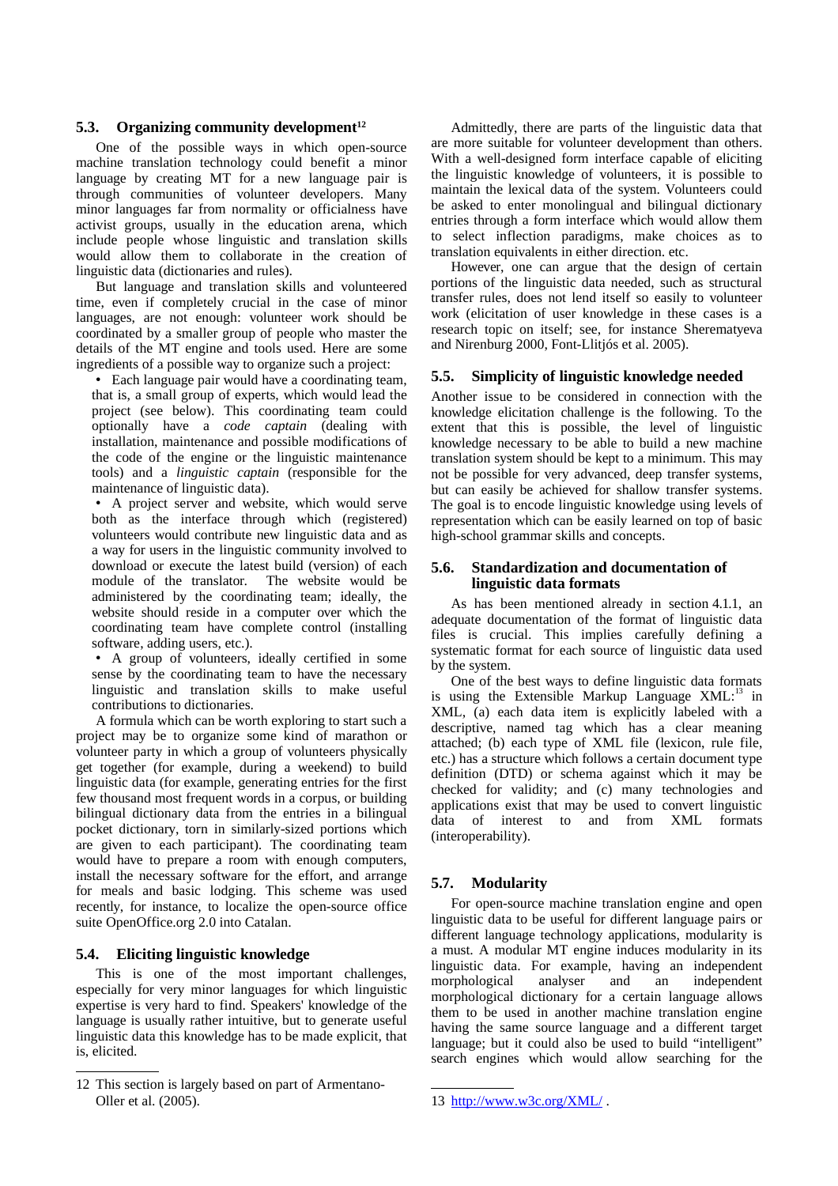### 5.3. Organizing community development[12]

One of the possible ways in which open-source machine translation technology could benefit a minor language by creating MT for a new language pair is through communities of volunteer developers. Many minor languages far from normality or officialness have activist groups, usually in the education arena, which include people whose linguistic and translation skills would allow them to collaborate in the creation of linguistic data (dictionaries and rules).

But language and translation skills and volunteered time, even if completely crucial in the case of minor languages, are not enough: volunteer work should be coordinated by a smaller group of people who master the details of the MT engine and tools used. Here are some ingredients of a possible way to organize such a project:

- Each language pair would have a coordinating team, that is, a small group of experts, which would lead the project (see below). This coordinating team could optionally have a *code captain* (dealing with installation, maintenance and possible modifications of the code of the engine or the linguistic maintenance tools) and a *linguistic captain* (responsible for the maintenance of linguistic data).
- A project server and website, which would serve both as the interface through which (registered) volunteers would contribute new linguistic data and as a way for users in the linguistic community involved to download or execute the latest build (version) of each module of the translator. The website would be administered by the coordinating team; ideally, the website should reside in a computer over which the coordinating team have complete control (installing software, adding users, etc.).
- A group of volunteers, ideally certified in some sense by the coordinating team to have the necessary linguistic and translation skills to make useful contributions to dictionaries.

A formula which can be worth exploring to start such a project may be to organize some kind of marathon or volunteer party in which a group of volunteers physically get together (for example, during a weekend) to build linguistic data (for example, generating entries for the first few thousand most frequent words in a corpus, or building bilingual dictionary data from the entries in a bilingual pocket dictionary, torn in similarly-sized portions which are given to each participant). The coordinating team would have to prepare a room with enough computers, install the necessary software for the effort, and arrange for meals and basic lodging. This scheme was used recently, for instance, to localize the open-source office suite OpenOffice.org 2.0 into Catalan.

### 5.4. Eliciting linguistic knowledge

This is one of the most important challenges, especially for very minor languages for which linguistic expertise is very hard to find. Speakers' knowledge of the language is usually rather intuitive, but to generate useful linguistic data this knowledge has to be made explicit, that is, elicited.

Admittedly, there are parts of the linguistic data that are more suitable for volunteer development than others. With a well-designed form interface capable of eliciting the linguistic knowledge of volunteers, it is possible to maintain the lexical data of the system. Volunteers could be asked to enter monolingual and bilingual dictionary entries through a form interface which would allow them to select inflection paradigms, make choices as to translation equivalents in either direction. etc.

However, one can argue that the design of certain portions of the linguistic data needed, such as structural transfer rules, does not lend itself so easily to volunteer work (elicitation of user knowledge in these cases is a research topic on itself; see, for instance Sherematyeva and Nirenburg 2000, Font-Llitjós et al. 2005).

### 5.5. Simplicity of linguistic knowledge needed

Another issue to be considered in connection with the knowledge elicitation challenge is the following. To the extent that this is possible, the level of linguistic knowledge necessary to be able to build a new machine translation system should be kept to a minimum. This may not be possible for very advanced, deep transfer systems, but can easily be achieved for shallow transfer systems. The goal is to encode linguistic knowledge using levels of representation which can be easily learned on top of basic high-school grammar skills and concepts.

### 5.6. Standardization and documentation of linguistic data formats

As has been mentioned already in section 4.1.1, an adequate documentation of the format of linguistic data files is crucial. This implies carefully defining a systematic format for each source of linguistic data used by the system.

One of the best ways to define linguistic data formats is using the Extensible Markup Language XML:[13] in XML, (a) each data item is explicitly labeled with a descriptive, named tag which has a clear meaning attached; (b) each type of XML file (lexicon, rule file, etc.) has a structure which follows a certain document type definition (DTD) or schema against which it may be checked for validity; and (c) many technologies and applications exist that may be used to convert linguistic data of interest to and from XML formats (interoperability).

### 5.7. Modularity

For open-source machine translation engine and open linguistic data to be useful for different language pairs or different language technology applications, modularity is a must. A modular MT engine induces modularity in its linguistic data. For example, having an independent morphological analyser and an independent morphological dictionary for a certain language allows them to be used in another machine translation engine having the same source language and a different target language; but it could also be used to build "intelligent" search engines which would allow searching for the

---

12 This section is largely based on part of Armentano-Oller et al. (2005).

13 http://www.w3c.org/XML/ .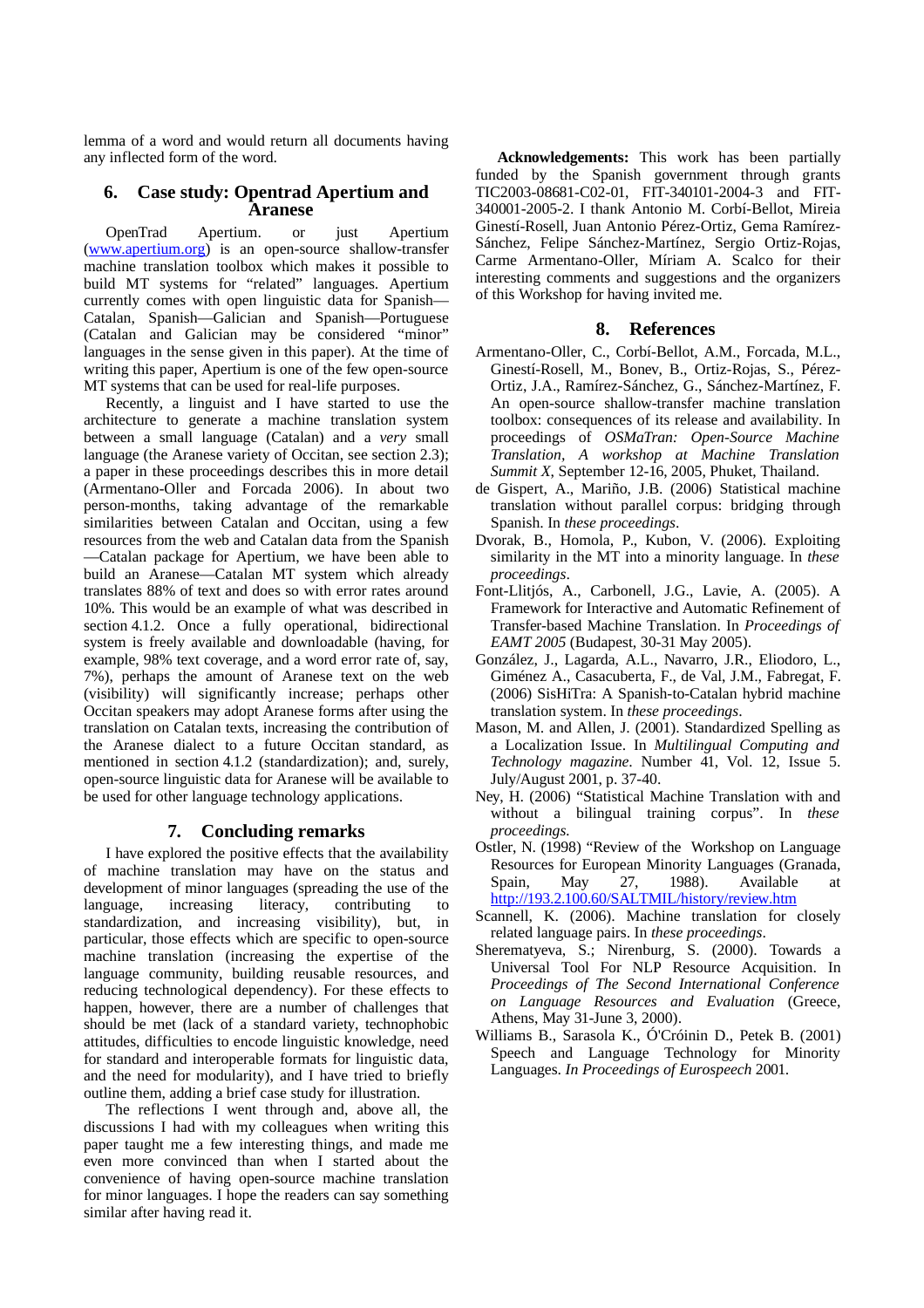lemma of a word and would return all documents having any inflected form of the word.

## 6. Case study: Opentrad Apertium and Aranese

OpenTrad Apertium. or just Apertium (www.apertium.org) is an open-source shallow-transfer machine translation toolbox which makes it possible to build MT systems for "related" languages. Apertium currently comes with open linguistic data for Spanish—Catalan, Spanish—Galician and Spanish—Portuguese (Catalan and Galician may be considered "minor" languages in the sense given in this paper). At the time of writing this paper, Apertium is one of the few open-source MT systems that can be used for real-life purposes.

Recently, a linguist and I have started to use the architecture to generate a machine translation system between a small language (Catalan) and a *very* small language (the Aranese variety of Occitan, see section 2.3); a paper in these proceedings describes this in more detail (Armentano-Oller and Forcada 2006). In about two person-months, taking advantage of the remarkable similarities between Catalan and Occitan, using a few resources from the web and Catalan data from the Spanish—Catalan package for Apertium, we have been able to build an Aranese—Catalan MT system which already translates 88% of text and does so with error rates around 10%. This would be an example of what was described in section 4.1.2. Once a fully operational, bidirectional system is freely available and downloadable (having, for example, 98% text coverage, and a word error rate of, say, 7%), perhaps the amount of Aranese text on the web (visibility) will significantly increase; perhaps other Occitan speakers may adopt Aranese forms after using the translation on Catalan texts, increasing the contribution of the Aranese dialect to a future Occitan standard, as mentioned in section 4.1.2 (standardization); and, surely, open-source linguistic data for Aranese will be available to be used for other language technology applications.

## 7. Concluding remarks

I have explored the positive effects that the availability of machine translation may have on the status and development of minor languages (spreading the use of the language, increasing literacy, contributing to standardization, and increasing visibility), but, in particular, those effects which are specific to open-source machine translation (increasing the expertise of the language community, building reusable resources, and reducing technological dependency). For these effects to happen, however, there are a number of challenges that should be met (lack of a standard variety, technophobic attitudes, difficulties to encode linguistic knowledge, need for standard and interoperable formats for linguistic data, and the need for modularity), and I have tried to briefly outline them, adding a brief case study for illustration.

The reflections I went through and, above all, the discussions I had with my colleagues when writing this paper taught me a few interesting things, and made me even more convinced than when I started about the convenience of having open-source machine translation for minor languages. I hope the readers can say something similar after having read it.

**Acknowledgements:** This work has been partially funded by the Spanish government through grants TIC2003-08681-C02-01, FIT-340101-2004-3 and FIT-340001-2005-2. I thank Antonio M. Corbí-Bellot, Mireia Ginestí-Rosell, Juan Antonio Pérez-Ortiz, Gema Ramírez-Sánchez, Felipe Sánchez-Martínez, Sergio Ortiz-Rojas, Carme Armentano-Oller, Míriam A. Scalco for their interesting comments and suggestions and the organizers of this Workshop for having invited me.

## 8. References

Armentano-Oller, C., Corbí-Bellot, A.M., Forcada, M.L., Ginestí-Rosell, M., Bonev, B., Ortiz-Rojas, S., Pérez-Ortiz, J.A., Ramírez-Sánchez, G., Sánchez-Martínez, F. An open-source shallow-transfer machine translation toolbox: consequences of its release and availability. In proceedings of *OSMaTran: Open-Source Machine Translation, A workshop at Machine Translation Summit X*, September 12-16, 2005, Phuket, Thailand.

de Gispert, A., Mariño, J.B. (2006) Statistical machine translation without parallel corpus: bridging through Spanish. In *these proceedings*.

Dvorak, B., Homola, P., Kubon, V. (2006). Exploiting similarity in the MT into a minority language. In *these proceedings*.

Font-Llitjós, A., Carbonell, J.G., Lavie, A. (2005). A Framework for Interactive and Automatic Refinement of Transfer-based Machine Translation. In *Proceedings of EAMT 2005* (Budapest, 30-31 May 2005).

González, J., Lagarda, A.L., Navarro, J.R., Eliodoro, L., Giménez A., Casacuberta, F., de Val, J.M., Fabregat, F. (2006) SisHiTra: A Spanish-to-Catalan hybrid machine translation system. In *these proceedings*.

Mason, M. and Allen, J. (2001). Standardized Spelling as a Localization Issue. In *Multilingual Computing and Technology magazine*. Number 41, Vol. 12, Issue 5. July/August 2001, p. 37-40.

Ney, H. (2006) "Statistical Machine Translation with and without a bilingual training corpus". In *these proceedings.*

Ostler, N. (1998) "Review of the Workshop on Language Resources for European Minority Languages (Granada, Spain, May 27, 1988). Available at http://193.2.100.60/SALTMIL/history/review.htm

Scannell, K. (2006). Machine translation for closely related language pairs. In *these proceedings*.

Sheremetyeva, S.; Nirenburg, S. (2000). Towards a Universal Tool For NLP Resource Acquisition. In *Proceedings of The Second International Conference on Language Resources and Evaluation* (Greece, Athens, May 31-June 3, 2000).

Williams B., Sarasola K., Ó'Cróinin D., Petek B. (2001) Speech and Language Technology for Minority Languages. *In Proceedings of Eurospeech* 2001.